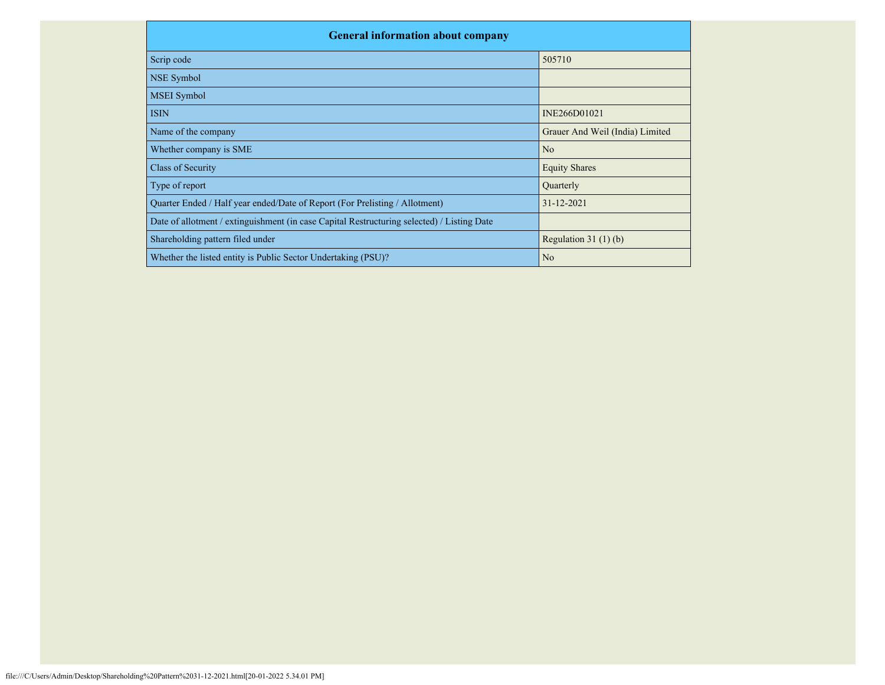| General information about company | |
|---|---|
| Scrip code | 505710 |
| NSE Symbol | |
| MSEI Symbol | |
| ISIN | INE266D01021 |
| Name of the company | Grauer And Weil (India) Limited |
| Whether company is SME | No |
| Class of Security | Equity Shares |
| Type of report | Quarterly |
| Quarter Ended / Half year ended/Date of Report (For Prelisting / Allotment) | 31-12-2021 |
| Date of allotment / extinguishment (in case Capital Restructuring selected) / Listing Date | |
| Shareholding pattern filed under | Regulation 31 (1) (b) |
| Whether the listed entity is Public Sector Undertaking (PSU)? | No |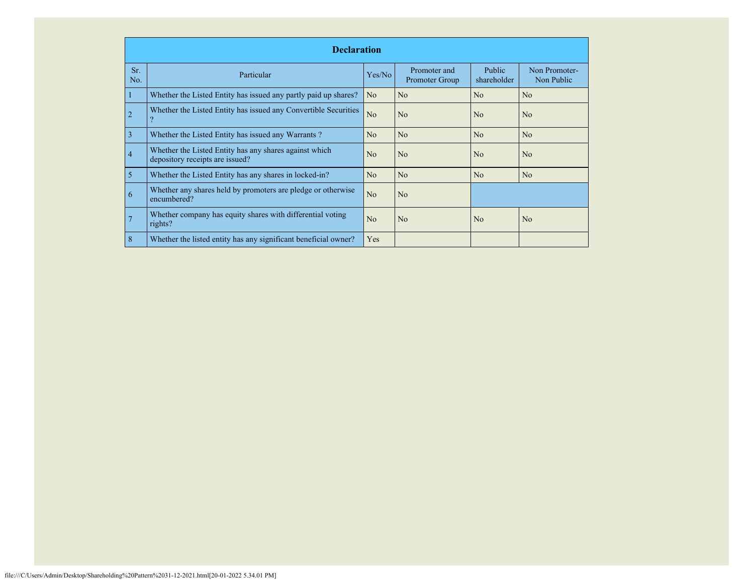| Declaration | | | | | |
|---|---|---|---|---|---|
| Sr. No. | Particular | Yes/No | Promoter and Promoter Group | Public shareholder | Non Promoter- Non Public |
| 1 | Whether the Listed Entity has issued any partly paid up shares? | No | No | No | No |
| 2 | Whether the Listed Entity has issued any Convertible Securities ? | No | No | No | No |
| 3 | Whether the Listed Entity has issued any Warrants ? | No | No | No | No |
| 4 | Whether the Listed Entity has any shares against which depository receipts are issued? | No | No | No | No |
| 5 | Whether the Listed Entity has any shares in locked-in? | No | No | No | No |
| 6 | Whether any shares held by promoters are pledge or otherwise encumbered? | No | No | | |
| 7 | Whether company has equity shares with differential voting rights? | No | No | No | No |
| 8 | Whether the listed entity has any significant beneficial owner? | Yes | | | |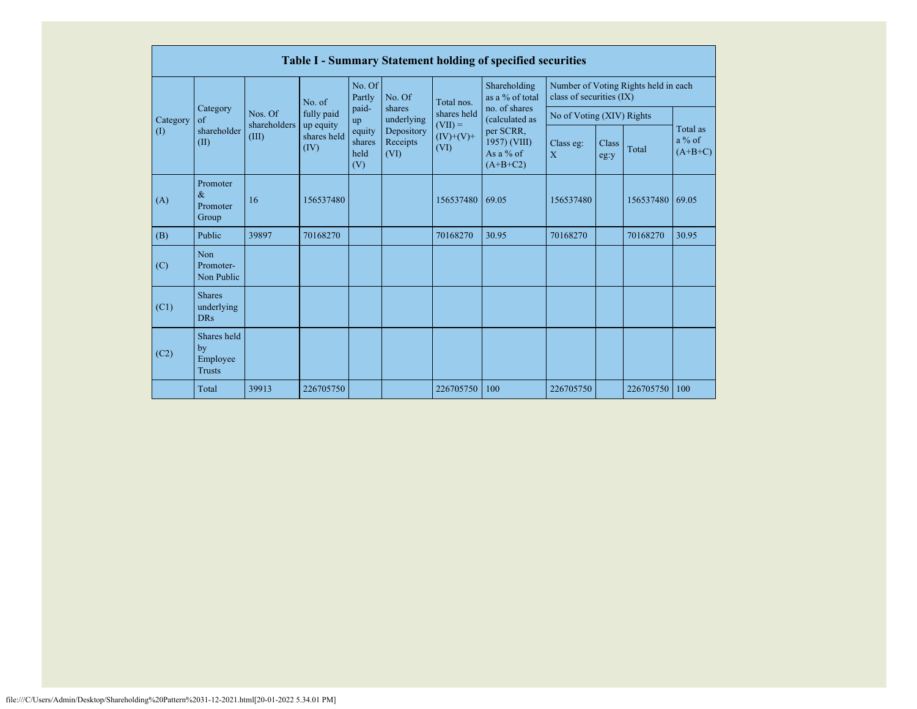| Table I - Summary Statement holding of specified securities | | | | | | | | | | | | |
|---|---|---|---|---|---|---|---|---|---|---|---|---|
| Category (I) | Category of shareholder (II) | Nos. Of shareholders (III) | No. of fully paid up equity shares held (IV) | No. Of Partly paid-up equity shares held (V) | No. Of shares underlying Depository Receipts (VI) | Total nos. shares held (VII) = (IV)+(V)+ (VI) | Shareholding as a % of total no. of shares (calculated as per SCRR, 1957) (VIII) As a % of (A+B+C2) | Number of Voting Rights held in each class of securities (IX) | | | |
| | | | | | | | | No of Voting (XIV) Rights | | | Total as a % of (A+B+C) |
| | | | | | | | | Class eg: X | Class eg:y | Total | |
| (A) | Promoter & Promoter Group | 16 | 156537480 | | | 156537480 | 69.05 | 156537480 | | 156537480 | 69.05 |
| (B) | Public | 39897 | 70168270 | | | 70168270 | 30.95 | 70168270 | | 70168270 | 30.95 |
| (C) | Non Promoter- Non Public | | | | | | | | | | |
| (C1) | Shares underlying DRs | | | | | | | | | | |
| (C2) | Shares held by Employee Trusts | | | | | | | | | | |
| | Total | 39913 | 226705750 | | | 226705750 | 100 | 226705750 | | 226705750 | 100 |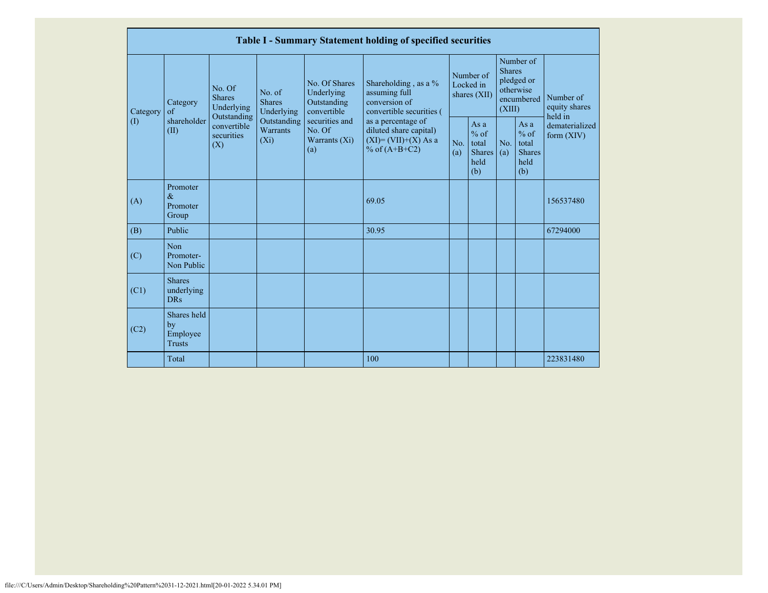| Table I - Summary Statement holding of specified securities | | | | | | | | | | |
|---|---|---|---|---|---|---|---|---|---|---|
| Category (I) | Category of shareholder (II) | No. Of Shares Underlying Outstanding convertible securities (X) | No. of Shares Underlying Outstanding Warrants (Xi) | No. Of Shares Underlying Outstanding convertible securities and No. Of Warrants (Xi) (a) | Shareholding , as a % assuming full conversion of convertible securities ( as a percentage of diluted share capital) (XI)= (VII)+(X) As a % of (A+B+C2) | Number of Locked in shares (XII) | | Number of Shares pledged or otherwise encumbered (XIII) | | Number of equity shares held in dematerialized form (XIV) |
| | | | | | | No. (a) | As a % of total Shares held (b) | No. (a) | As a % of total Shares held (b) | |
| (A) | Promoter & Promoter Group | | | | 69.05 | | | | | 156537480 |
| (B) | Public | | | | 30.95 | | | | | 67294000 |
| (C) | Non Promoter- Non Public | | | | | | | | | |
| (C1) | Shares underlying DRs | | | | | | | | | |
| (C2) | Shares held by Employee Trusts | | | | | | | | | |
| | Total | | | | 100 | | | | | 223831480 |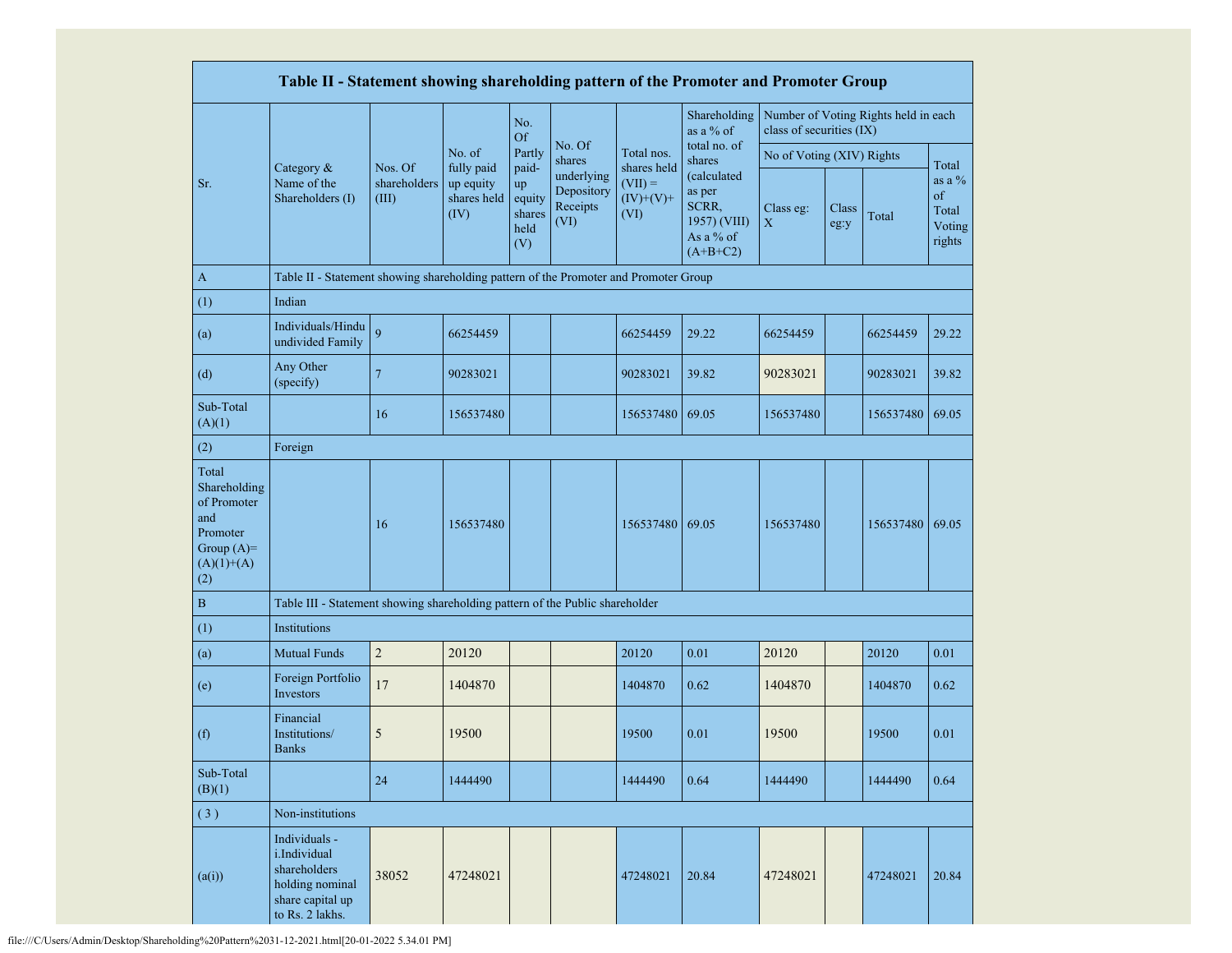| Table II - Statement showing shareholding pattern of the Promoter and Promoter Group | | | | | | | | | | | |
|---|---|---|---|---|---|---|---|---|---|---|---|
| Sr. | Category & Name of the Shareholders (I) | Nos. Of shareholders (III) | No. of fully paid up equity shares held (IV) | No. Of Partly paid-up equity shares held (V) | No. Of shares underlying Depository Receipts (VI) | Total nos. shares held (VII) = (IV)+(V)+ (VI) | Shareholding as a % of total no. of shares (calculated as per SCRR, 1957) (VIII) As a % of (A+B+C2) | Number of Voting Rights held in each class of securities (IX) | | | |
| | | | | | | | | No of Voting (XIV) Rights | | | Total as a % of Total Voting rights |
| | | | | | | | | Class eg: X | Class eg:y | Total | |
| A | Table II - Statement showing shareholding pattern of the Promoter and Promoter Group | | | | | | | | | | |
| (1) | Indian | | | | | | | | | | |
| (a) | Individuals/Hindu undivided Family | 9 | 66254459 | | | 66254459 | 29.22 | 66254459 | | 66254459 | 29.22 |
| (d) | Any Other (specify) | 7 | 90283021 | | | 90283021 | 39.82 | 90283021 | | 90283021 | 39.82 |
| Sub-Total (A)(1) | | 16 | 156537480 | | | 156537480 | 69.05 | 156537480 | | 156537480 | 69.05 |
| (2) | Foreign | | | | | | | | | | |
| Total Shareholding of Promoter and Promoter Group (A)=(A)(1)+(A)(2) | | 16 | 156537480 | | | 156537480 | 69.05 | 156537480 | | 156537480 | 69.05 |
| B | Table III - Statement showing shareholding pattern of the Public shareholder | | | | | | | | | | |
| (1) | Institutions | | | | | | | | | | |
| (a) | Mutual Funds | 2 | 20120 | | | 20120 | 0.01 | 20120 | | 20120 | 0.01 |
| (e) | Foreign Portfolio Investors | 17 | 1404870 | | | 1404870 | 0.62 | 1404870 | | 1404870 | 0.62 |
| (f) | Financial Institutions/ Banks | 5 | 19500 | | | 19500 | 0.01 | 19500 | | 19500 | 0.01 |
| Sub-Total (B)(1) | | 24 | 1444490 | | | 1444490 | 0.64 | 1444490 | | 1444490 | 0.64 |
| ( 3 ) | Non-institutions | | | | | | | | | | |
| (a(i)) | Individuals - i.Individual shareholders holding nominal share capital up to Rs. 2 lakhs. | 38052 | 47248021 | | | 47248021 | 20.84 | 47248021 | | 47248021 | 20.84 |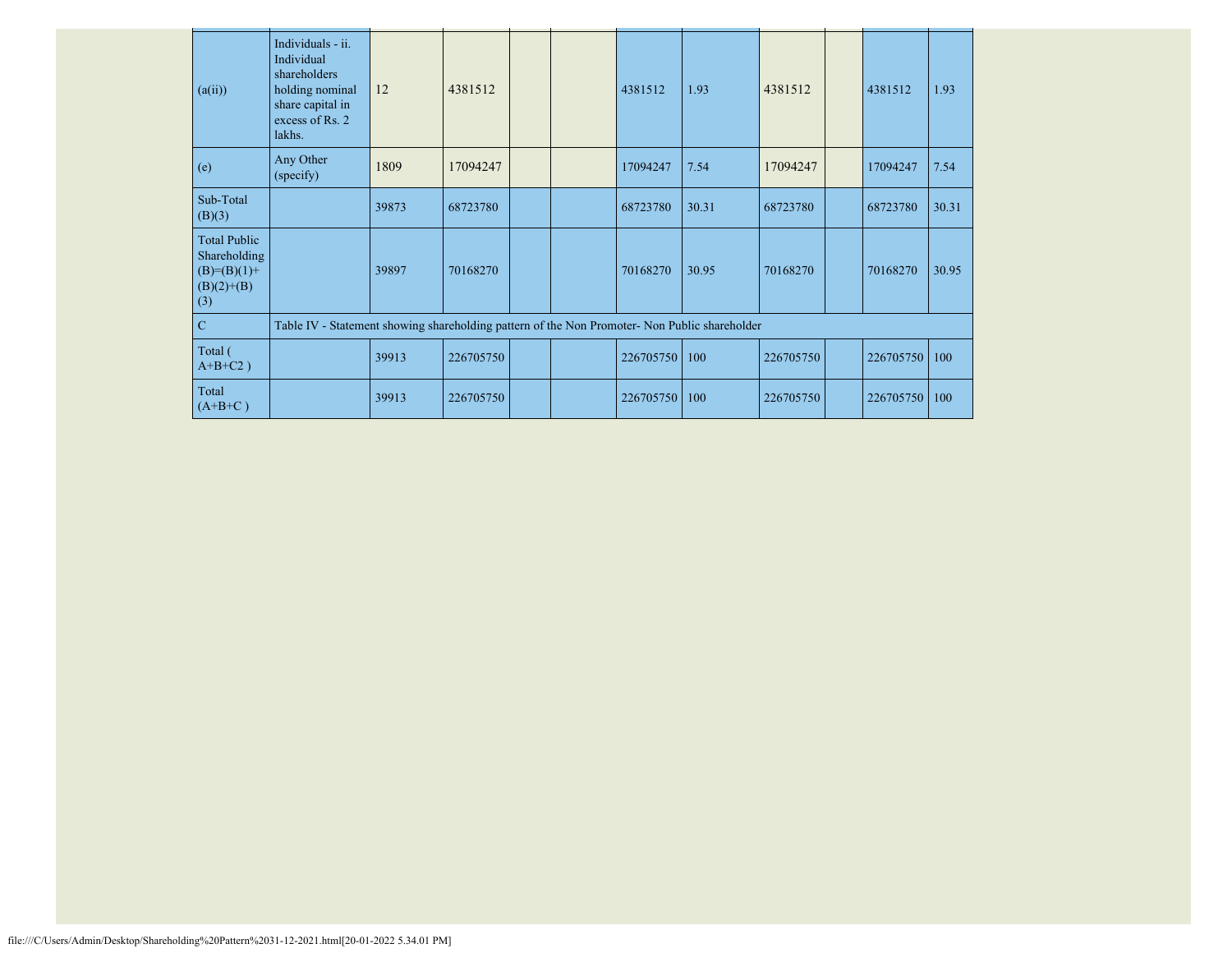| | | | | | | | | | | | |
|---|---|---|---|---|---|---|---|---|---|---|---|
| (a(ii)) | Individuals - ii. Individual shareholders holding nominal share capital in excess of Rs. 2 lakhs. | 12 | 4381512 | | | 4381512 | 1.93 | 4381512 | | 4381512 | 1.93 |
| (e) | Any Other (specify) | 1809 | 17094247 | | | 17094247 | 7.54 | 17094247 | | 17094247 | 7.54 |
| Sub-Total (B)(3) | | 39873 | 68723780 | | | 68723780 | 30.31 | 68723780 | | 68723780 | 30.31 |
| Total Public Shareholding (B)=(B)(1)+(B)(2)+(B)(3) | | 39897 | 70168270 | | | 70168270 | 30.95 | 70168270 | | 70168270 | 30.95 |
| C | Table IV - Statement showing shareholding pattern of the Non Promoter- Non Public shareholder | | | | | | | | | | |
| Total ( A+B+C2 ) | | 39913 | 226705750 | | | 226705750 | 100 | 226705750 | | 226705750 | 100 |
| Total (A+B+C ) | | 39913 | 226705750 | | | 226705750 | 100 | 226705750 | | 226705750 | 100 |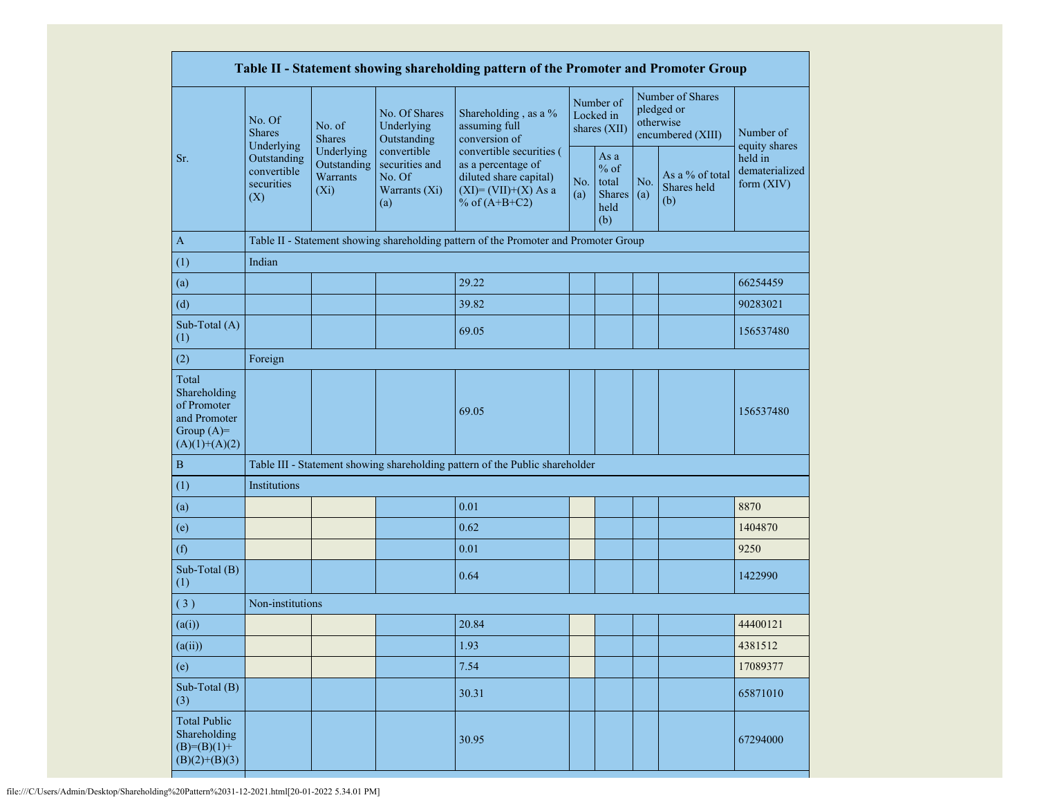| Table II - Statement showing shareholding pattern of the Promoter and Promoter Group | | | | | | | | | |
|---|---|---|---|---|---|---|---|---|---|
| Sr. | No. Of Shares Underlying Outstanding convertible securities (X) | No. of Shares Underlying Outstanding Warrants (Xi) | No. Of Shares Underlying Outstanding convertible securities and No. Of Warrants (Xi) (a) | Shareholding , as a % assuming full conversion of convertible securities ( as a percentage of diluted share capital) (XI)= (VII)+(X) As a % of (A+B+C2) | Number of Locked in shares (XII) | | Number of Shares pledged or otherwise encumbered (XIII) | | Number of equity shares held in dematerialized form (XIV) |
| | | | | | No. (a) | As a % of total Shares held (b) | No. (a) | As a % of total Shares held (b) | |
| A | Table II - Statement showing shareholding pattern of the Promoter and Promoter Group | | | | | | | | |
| (1) | Indian | | | | | | | | |
| (a) | | | | 29.22 | | | | | 66254459 |
| (d) | | | | 39.82 | | | | | 90283021 |
| Sub-Total (A)(1) | | | | 69.05 | | | | | 156537480 |
| (2) | Foreign | | | | | | | | |
| Total Shareholding of Promoter and Promoter Group (A)=(A)(1)+(A)(2) | | | | 69.05 | | | | | 156537480 |
| B | Table III - Statement showing shareholding pattern of the Public shareholder | | | | | | | | |
| (1) | Institutions | | | | | | | | |
| (a) | | | | 0.01 | | | | | 8870 |
| (e) | | | | 0.62 | | | | | 1404870 |
| (f) | | | | 0.01 | | | | | 9250 |
| Sub-Total (B)(1) | | | | 0.64 | | | | | 1422990 |
| ( 3 ) | Non-institutions | | | | | | | | |
| (a(i)) | | | | 20.84 | | | | | 44400121 |
| (a(ii)) | | | | 1.93 | | | | | 4381512 |
| (e) | | | | 7.54 | | | | | 17089377 |
| Sub-Total (B)(3) | | | | 30.31 | | | | | 65871010 |
| Total Public Shareholding (B)=(B)(1)+(B)(2)+(B)(3) | | | | 30.95 | | | | | 67294000 |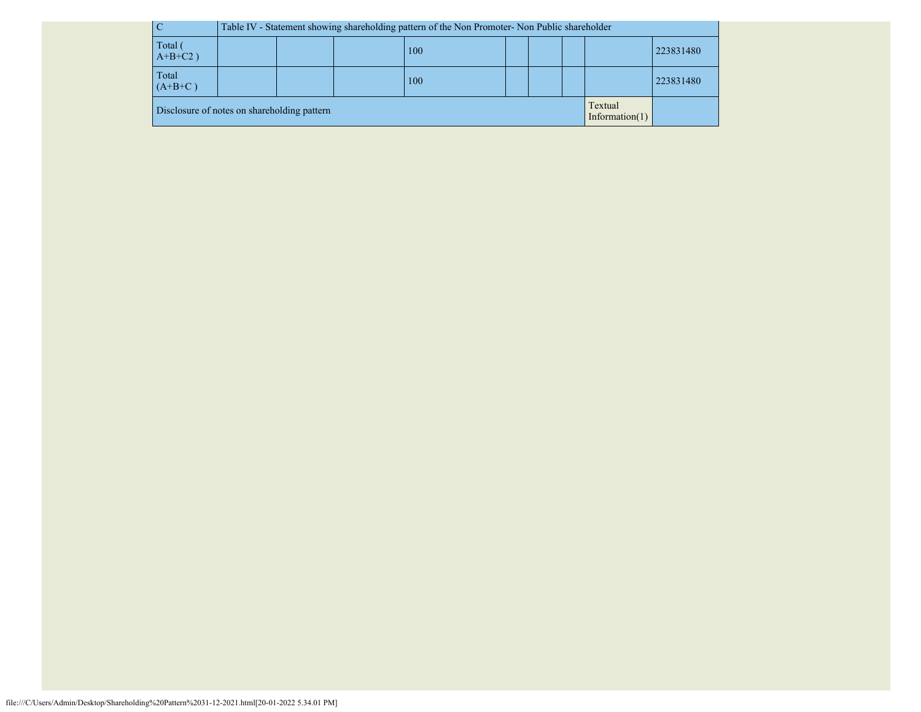| C | Table IV - Statement showing shareholding pattern of the Non Promoter- Non Public shareholder | | | | | | | | |
|---|---|---|---|---|---|---|---|---|---|
| Total ( A+B+C2 ) | | | | 100 | | | | | 223831480 |
| Total (A+B+C ) | | | | 100 | | | | | 223831480 |
| Disclosure of notes on shareholding pattern | | | | | | | | Textual Information(1) | |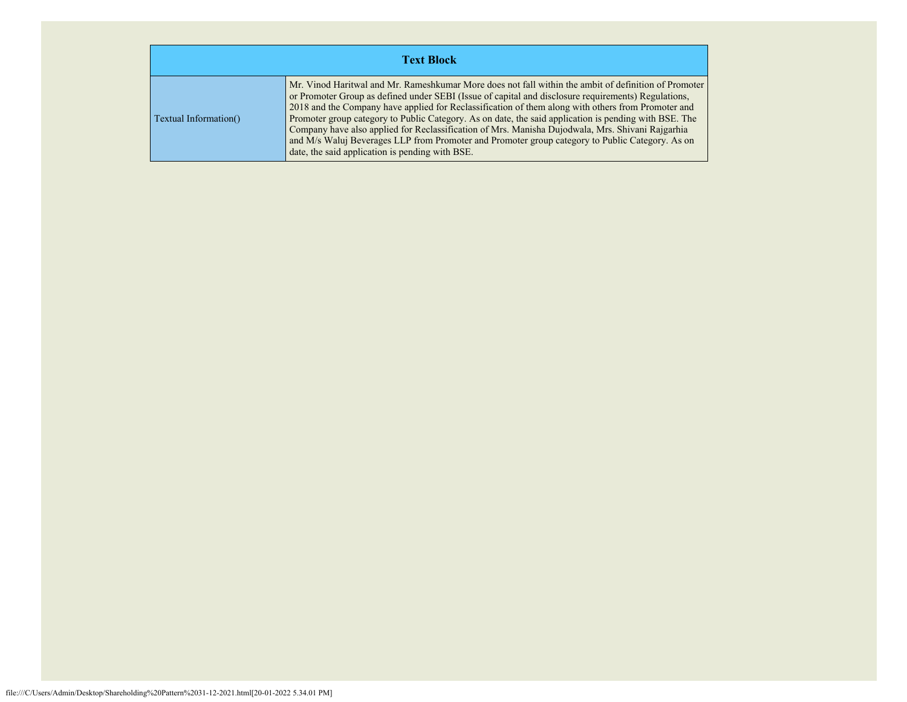| Text Block | |
|---|---|
| Textual Information() | Mr. Vinod Haritwal and Mr. Rameshkumar More does not fall within the ambit of definition of Promoter or Promoter Group as defined under SEBI (Issue of capital and disclosure requirements) Regulations, 2018 and the Company have applied for Reclassification of them along with others from Promoter and Promoter group category to Public Category. As on date, the said application is pending with BSE. The Company have also applied for Reclassification of Mrs. Manisha Dujodwala, Mrs. Shivani Rajgarhia and M/s Waluj Beverages LLP from Promoter and Promoter group category to Public Category. As on date, the said application is pending with BSE. |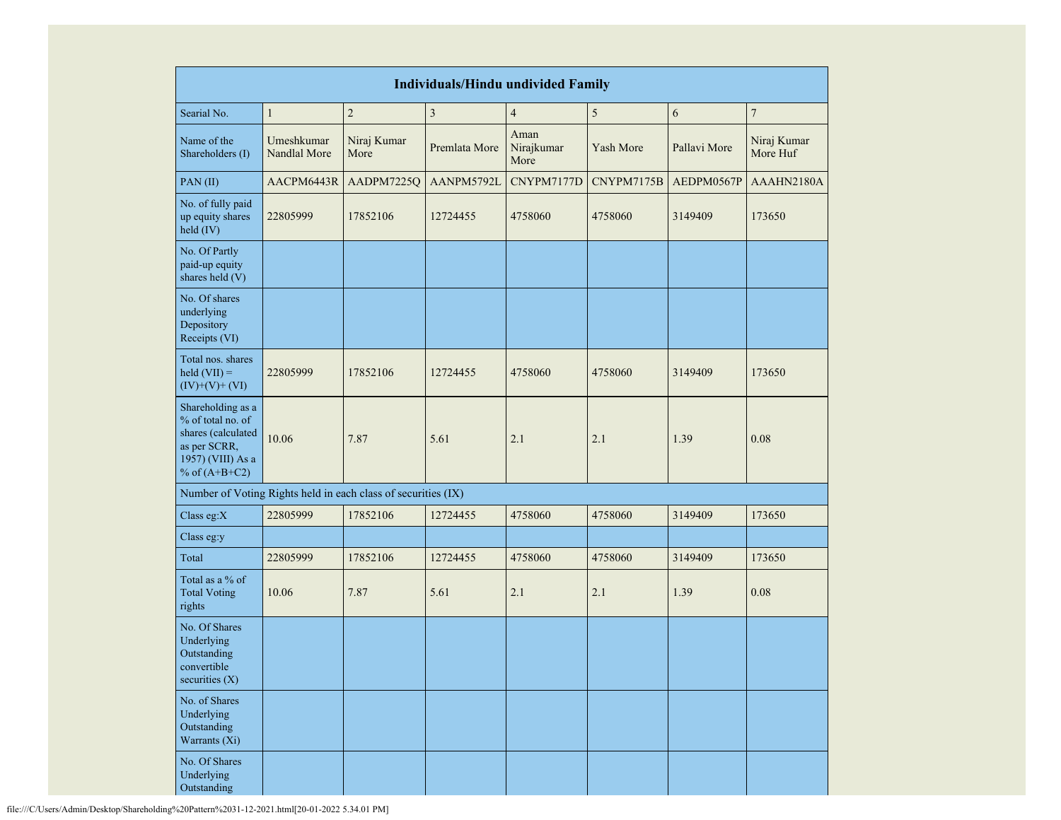| Individuals/Hindu undivided Family | | | | | | | |
|---|---|---|---|---|---|---|---|
| Searial No. | 1 | 2 | 3 | 4 | 5 | 6 | 7 |
| Name of the Shareholders (I) | Umeshkumar Nandlal More | Niraj Kumar More | Premlata More | Aman Nirajkumar More | Yash More | Pallavi More | Niraj Kumar More Huf |
| PAN (II) | AACPM6443R | AADPM7225Q | AANPM5792L | CNYPM7177D | CNYPM7175B | AEDPM0567P | AAAHN2180A |
| No. of fully paid up equity shares held (IV) | 22805999 | 17852106 | 12724455 | 4758060 | 4758060 | 3149409 | 173650 |
| No. Of Partly paid-up equity shares held (V) | | | | | | | |
| No. Of shares underlying Depository Receipts (VI) | | | | | | | |
| Total nos. shares held (VII) = (IV)+(V)+ (VI) | 22805999 | 17852106 | 12724455 | 4758060 | 4758060 | 3149409 | 173650 |
| Shareholding as a % of total no. of shares (calculated as per SCRR, 1957) (VIII) As a % of (A+B+C2) | 10.06 | 7.87 | 5.61 | 2.1 | 2.1 | 1.39 | 0.08 |
| Number of Voting Rights held in each class of securities (IX) | | | | | | | |
| Class eg:X | 22805999 | 17852106 | 12724455 | 4758060 | 4758060 | 3149409 | 173650 |
| Class eg:y | | | | | | | |
| Total | 22805999 | 17852106 | 12724455 | 4758060 | 4758060 | 3149409 | 173650 |
| Total as a % of Total Voting rights | 10.06 | 7.87 | 5.61 | 2.1 | 2.1 | 1.39 | 0.08 |
| No. Of Shares Underlying Outstanding convertible securities (X) | | | | | | | |
| No. of Shares Underlying Outstanding Warrants (Xi) | | | | | | | |
| No. Of Shares Underlying Outstanding | | | | | | | |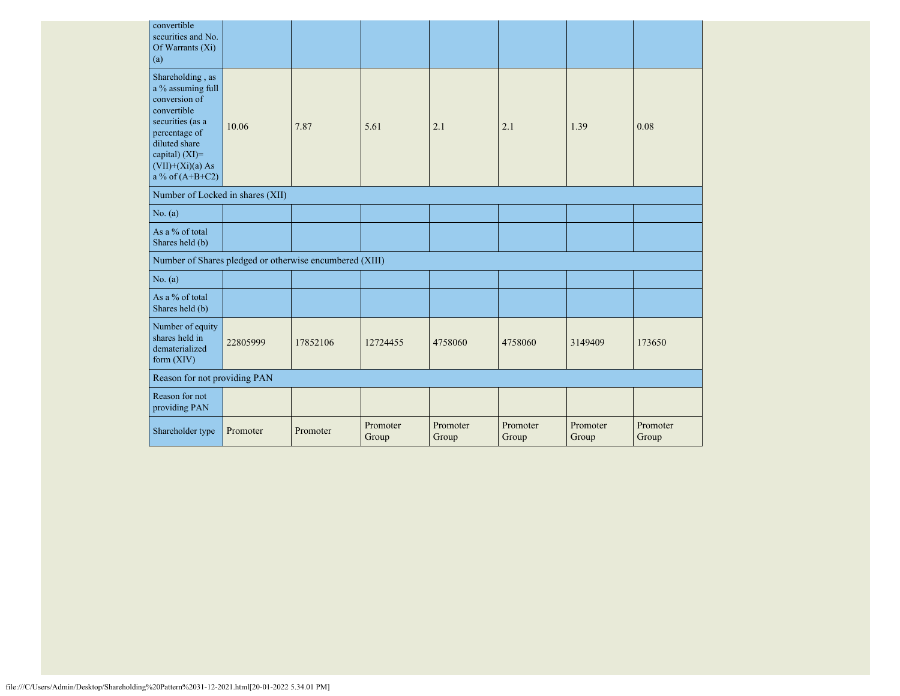| | | | | | | | |
|---|---|---|---|---|---|---|---|
| convertible securities and No. Of Warrants (Xi) (a) | | | | | | | |
| Shareholding , as a % assuming full conversion of convertible securities (as a percentage of diluted share capital) (XI)= (VII)+(Xi)(a) As a % of (A+B+C2) | 10.06 | 7.87 | 5.61 | 2.1 | 2.1 | 1.39 | 0.08 |
| Number of Locked in shares (XII) | | | | | | | |
| No. (a) | | | | | | | |
| As a % of total Shares held (b) | | | | | | | |
| Number of Shares pledged or otherwise encumbered (XIII) | | | | | | | |
| No. (a) | | | | | | | |
| As a % of total Shares held (b) | | | | | | | |
| Number of equity shares held in dematerialized form (XIV) | 22805999 | 17852106 | 12724455 | 4758060 | 4758060 | 3149409 | 173650 |
| Reason for not providing PAN | | | | | | | |
| Reason for not providing PAN | | | | | | | |
| Shareholder type | Promoter | Promoter | Promoter Group | Promoter Group | Promoter Group | Promoter Group | Promoter Group |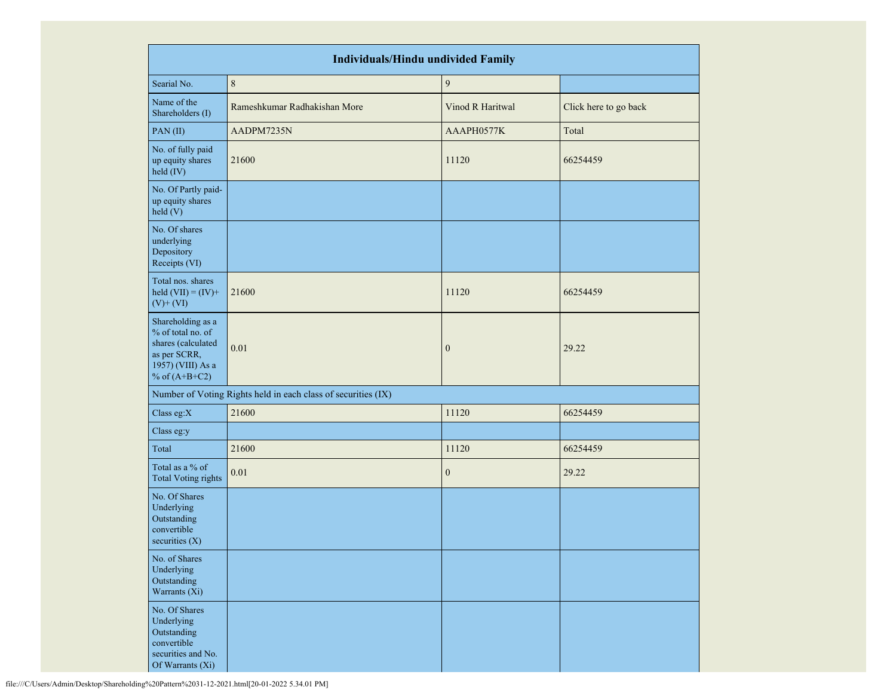| Individuals/Hindu undivided Family | | | |
|---|---|---|---|
| Searial No. | 8 | 9 | |
| Name of the Shareholders (I) | Rameshkumar Radhakishan More | Vinod R Haritwal | Click here to go back |
| PAN (II) | AADPM7235N | AAAPH0577K | Total |
| No. of fully paid up equity shares held (IV) | 21600 | 11120 | 66254459 |
| No. Of Partly paid-up equity shares held (V) | | | |
| No. Of shares underlying Depository Receipts (VI) | | | |
| Total nos. shares held (VII) = (IV)+ (V)+ (VI) | 21600 | 11120 | 66254459 |
| Shareholding as a % of total no. of shares (calculated as per SCRR, 1957) (VIII) As a % of (A+B+C2) | 0.01 | 0 | 29.22 |
| Number of Voting Rights held in each class of securities (IX) | | | |
| Class eg:X | 21600 | 11120 | 66254459 |
| Class eg:y | | | |
| Total | 21600 | 11120 | 66254459 |
| Total as a % of Total Voting rights | 0.01 | 0 | 29.22 |
| No. Of Shares Underlying Outstanding convertible securities (X) | | | |
| No. of Shares Underlying Outstanding Warrants (Xi) | | | |
| No. Of Shares Underlying Outstanding convertible securities and No. Of Warrants (Xi) | | | |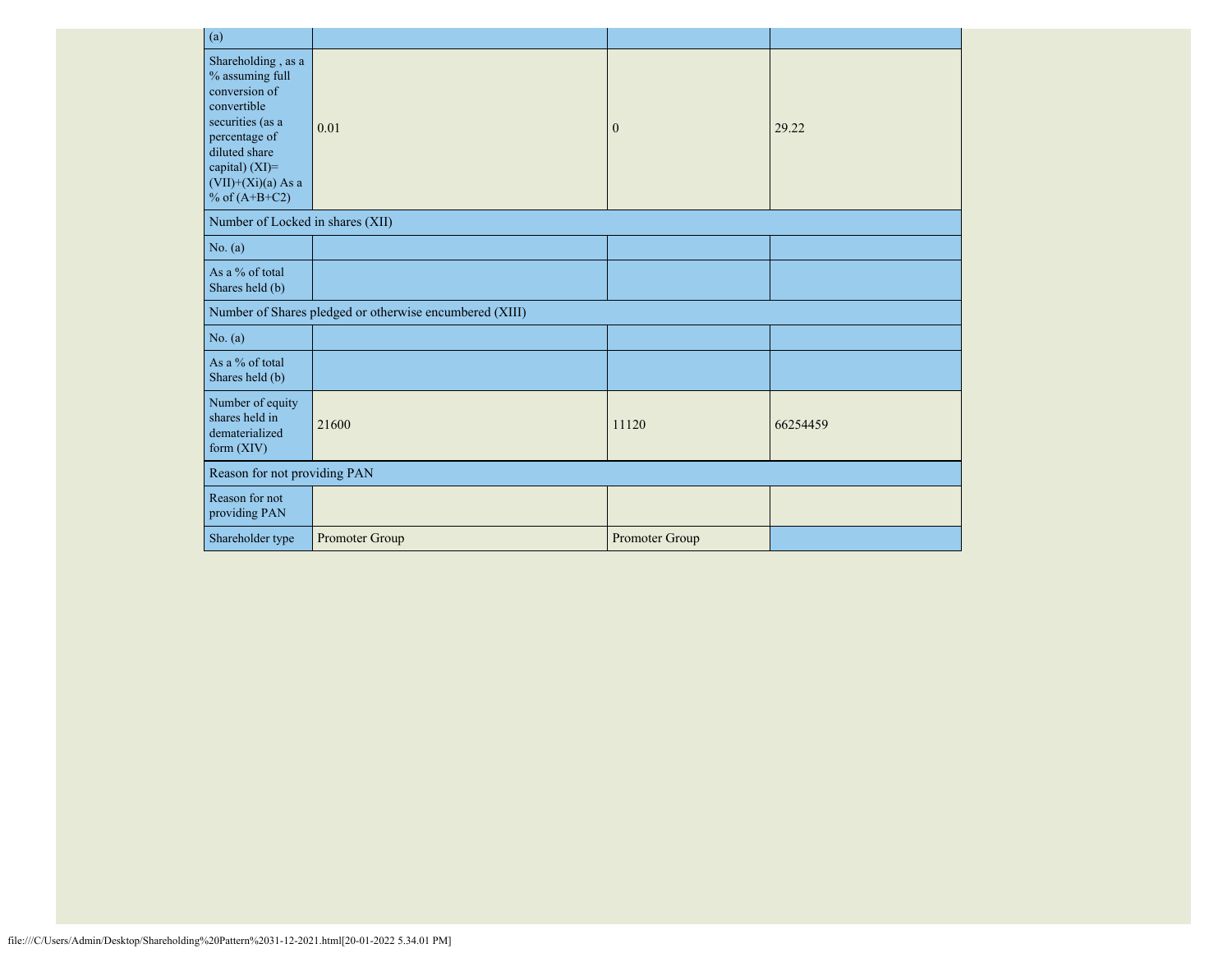| (a) | | | |
|---|---|---|---|
| Shareholding , as a % assuming full conversion of convertible securities (as a percentage of diluted share capital) (XI)= (VII)+(Xi)(a) As a % of (A+B+C2) | 0.01 | 0 | 29.22 |
| Number of Locked in shares (XII) | | | |
| No. (a) | | | |
| As a % of total Shares held (b) | | | |
| Number of Shares pledged or otherwise encumbered (XIII) | | | |
| No. (a) | | | |
| As a % of total Shares held (b) | | | |
| Number of equity shares held in dematerialized form (XIV) | 21600 | 11120 | 66254459 |
| Reason for not providing PAN | | | |
| Reason for not providing PAN | | | |
| Shareholder type | Promoter Group | Promoter Group | |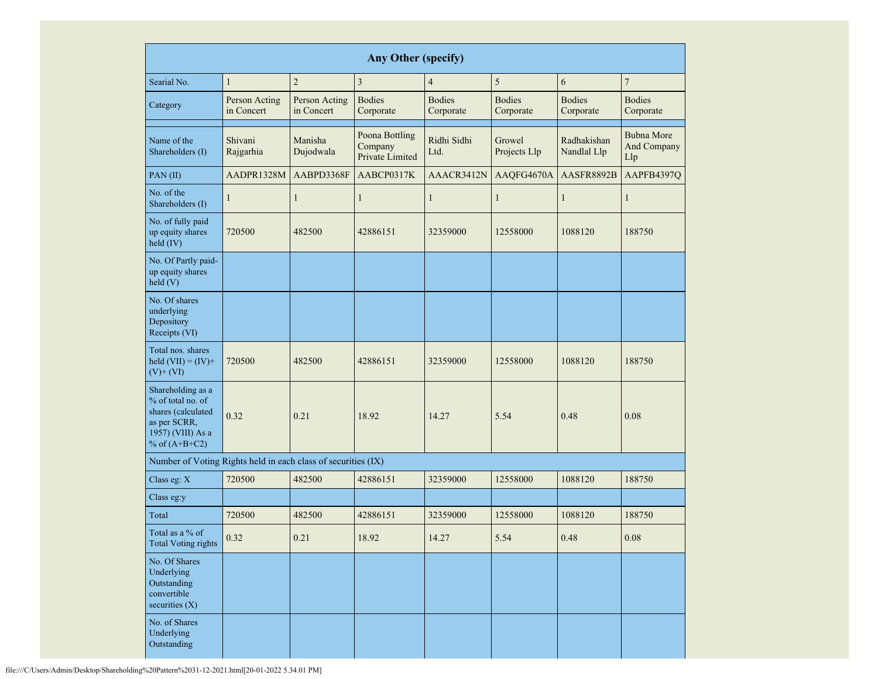| Any Other (specify) | | | | | | | |
|---|---|---|---|---|---|---|---|
| Searial No. | 1 | 2 | 3 | 4 | 5 | 6 | 7 |
| Category | Person Acting in Concert | Person Acting in Concert | Bodies Corporate | Bodies Corporate | Bodies Corporate | Bodies Corporate | Bodies Corporate |
| | | | | | | | |
| Name of the Shareholders (I) | Shivani Rajgarhia | Manisha Dujodwala | Poona Bottling Company Private Limited | Ridhi Sidhi Ltd. | Growel Projects Llp | Radhakishan Nandlal Llp | Bubna More And Company Llp |
| PAN (II) | AADPR1328M | AABPD3368F | AABCP0317K | AAACR3412N | AAQFG4670A | AASFR8892B | AAPFB4397Q |
| No. of the Shareholders (I) | 1 | 1 | 1 | 1 | 1 | 1 | 1 |
| No. of fully paid up equity shares held (IV) | 720500 | 482500 | 42886151 | 32359000 | 12558000 | 1088120 | 188750 |
| No. Of Partly paid-up equity shares held (V) | | | | | | | |
| No. Of shares underlying Depository Receipts (VI) | | | | | | | |
| Total nos. shares held (VII) = (IV)+ (V)+ (VI) | 720500 | 482500 | 42886151 | 32359000 | 12558000 | 1088120 | 188750 |
| Shareholding as a % of total no. of shares (calculated as per SCRR, 1957) (VIII) As a % of (A+B+C2) | 0.32 | 0.21 | 18.92 | 14.27 | 5.54 | 0.48 | 0.08 |
| Number of Voting Rights held in each class of securities (IX) | | | | | | | |
| Class eg: X | 720500 | 482500 | 42886151 | 32359000 | 12558000 | 1088120 | 188750 |
| Class eg:y | | | | | | | |
| Total | 720500 | 482500 | 42886151 | 32359000 | 12558000 | 1088120 | 188750 |
| Total as a % of Total Voting rights | 0.32 | 0.21 | 18.92 | 14.27 | 5.54 | 0.48 | 0.08 |
| No. Of Shares Underlying Outstanding convertible securities (X) | | | | | | | |
| No. of Shares Underlying Outstanding | | | | | | | |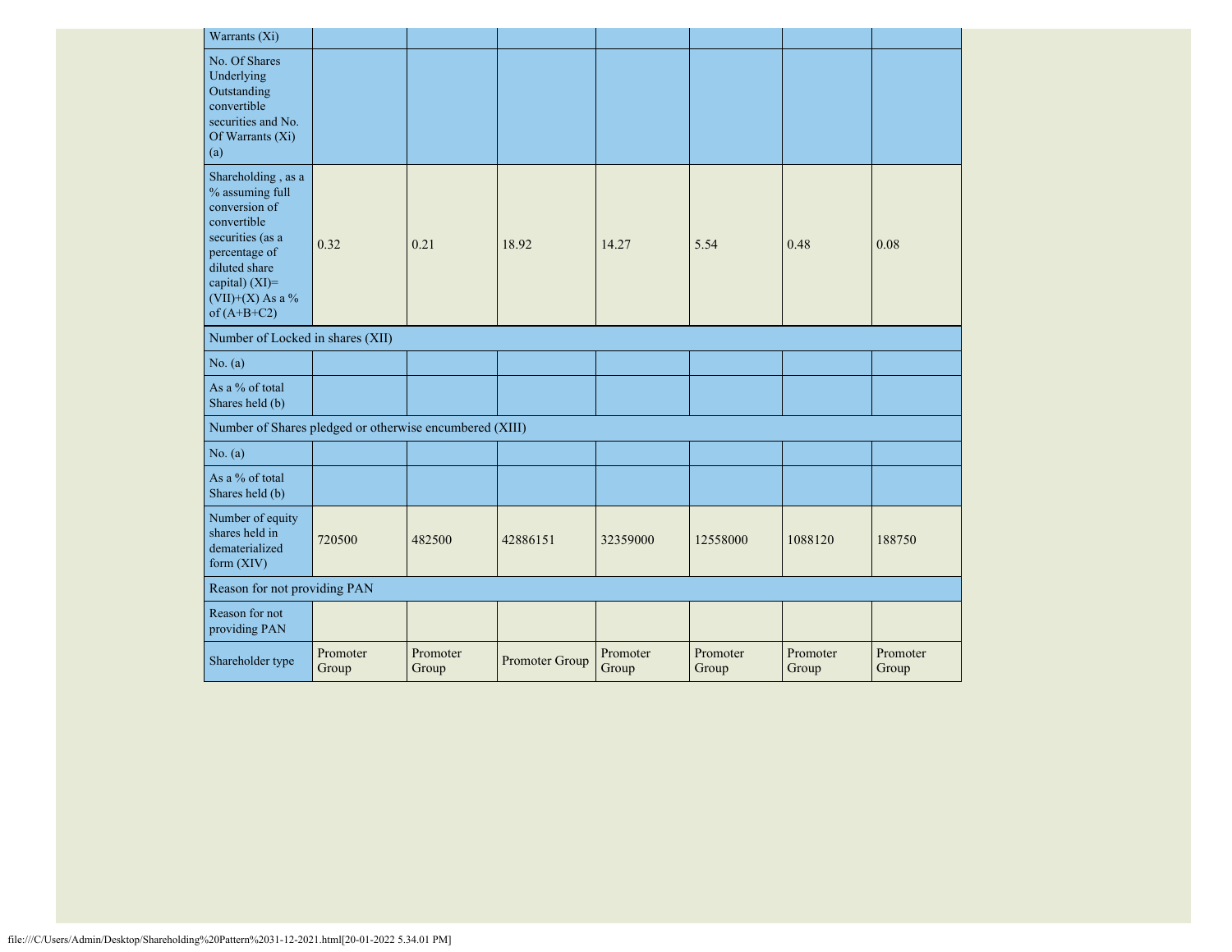| Warrants (Xi) | | | | | | | |
|---|---|---|---|---|---|---|---|
| No. Of Shares Underlying Outstanding convertible securities and No. Of Warrants (Xi) (a) | | | | | | | |
| Shareholding , as a % assuming full conversion of convertible securities (as a percentage of diluted share capital) (XI)= (VII)+(X) As a % of (A+B+C2) | 0.32 | 0.21 | 18.92 | 14.27 | 5.54 | 0.48 | 0.08 |
| Number of Locked in shares (XII) | | | | | | | |
| No. (a) | | | | | | | |
| As a % of total Shares held (b) | | | | | | | |
| Number of Shares pledged or otherwise encumbered (XIII) | | | | | | | |
| No. (a) | | | | | | | |
| As a % of total Shares held (b) | | | | | | | |
| Number of equity shares held in dematerialized form (XIV) | 720500 | 482500 | 42886151 | 32359000 | 12558000 | 1088120 | 188750 |
| Reason for not providing PAN | | | | | | | |
| Reason for not providing PAN | | | | | | | |
| Shareholder type | Promoter Group | Promoter Group | Promoter Group | Promoter Group | Promoter Group | Promoter Group | Promoter Group |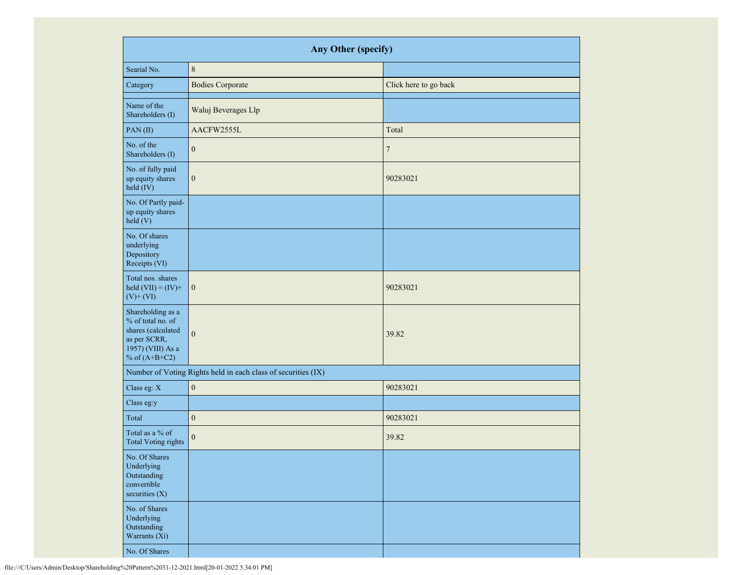| Any Other (specify) | | |
|---|---|---|
| Searial No. | 8 | |
| Category | Bodies Corporate | Click here to go back |
| Name of the Shareholders (I) | Waluj Beverages Llp | |
| PAN (II) | AACFW2555L | Total |
| No. of the Shareholders (I) | 0 | 7 |
| No. of fully paid up equity shares held (IV) | 0 | 90283021 |
| No. Of Partly paid-up equity shares held (V) | | |
| No. Of shares underlying Depository Receipts (VI) | | |
| Total nos. shares held (VII) = (IV)+ (V)+ (VI) | 0 | 90283021 |
| Shareholding as a % of total no. of shares (calculated as per SCRR, 1957) (VIII) As a % of (A+B+C2) | 0 | 39.82 |
| Number of Voting Rights held in each class of securities (IX) | | |
| Class eg: X | 0 | 90283021 |
| Class eg:y | | |
| Total | 0 | 90283021 |
| Total as a % of Total Voting rights | 0 | 39.82 |
| No. Of Shares Underlying Outstanding convertible securities (X) | | |
| No. of Shares Underlying Outstanding Warrants (Xi) | | |
| No. Of Shares | | |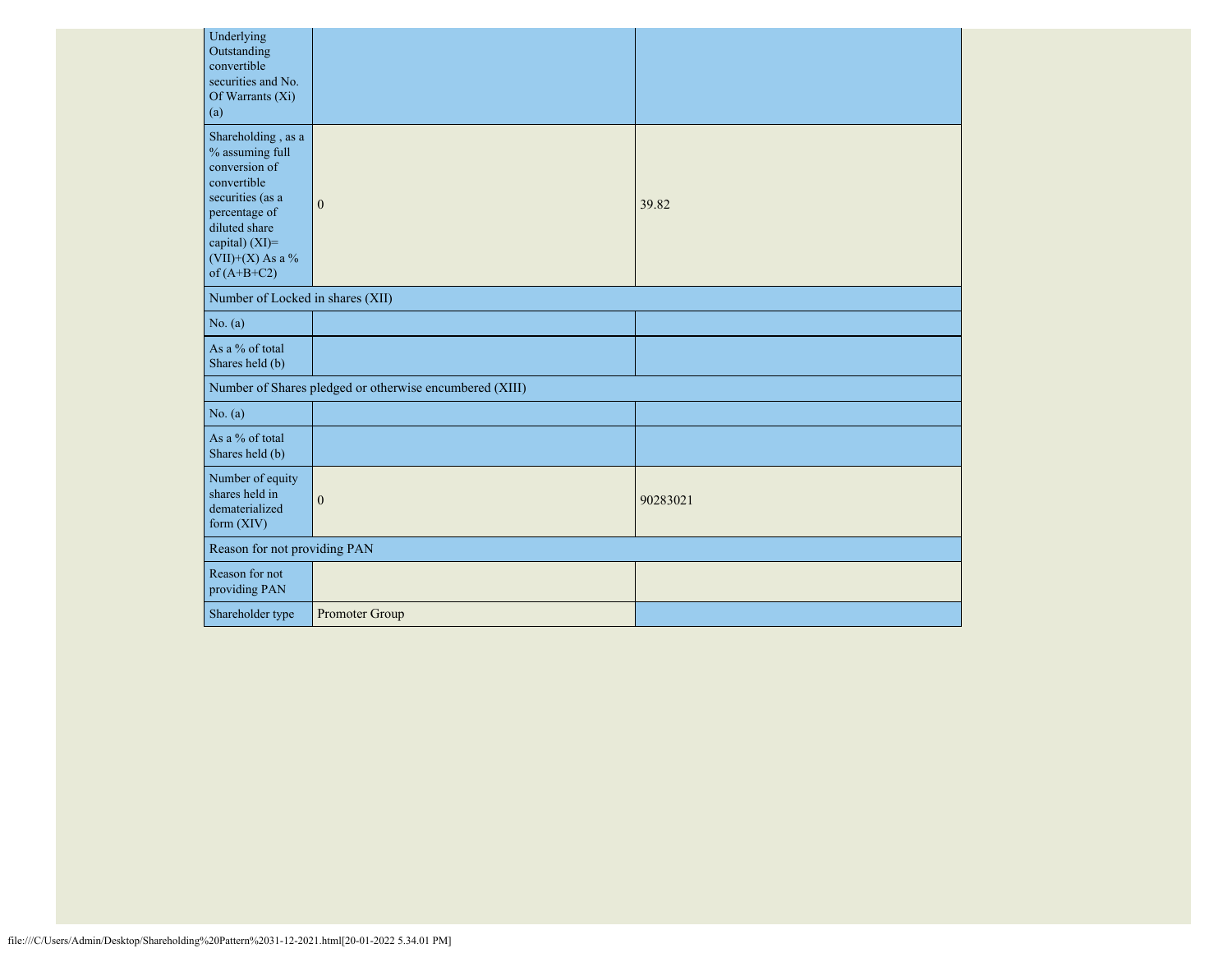| | | |
|---|---|---|
| Underlying Outstanding convertible securities and No. Of Warrants (Xi) (a) | | |
| Shareholding , as a % assuming full conversion of convertible securities (as a percentage of diluted share capital) (XI)= (VII)+(X) As a % of (A+B+C2) | 0 | 39.82 |
| Number of Locked in shares (XII) | | |
| No. (a) | | |
| As a % of total Shares held (b) | | |
| Number of Shares pledged or otherwise encumbered (XIII) | | |
| No. (a) | | |
| As a % of total Shares held (b) | | |
| Number of equity shares held in dematerialized form (XIV) | 0 | 90283021 |
| Reason for not providing PAN | | |
| Reason for not providing PAN | | |
| Shareholder type | Promoter Group | |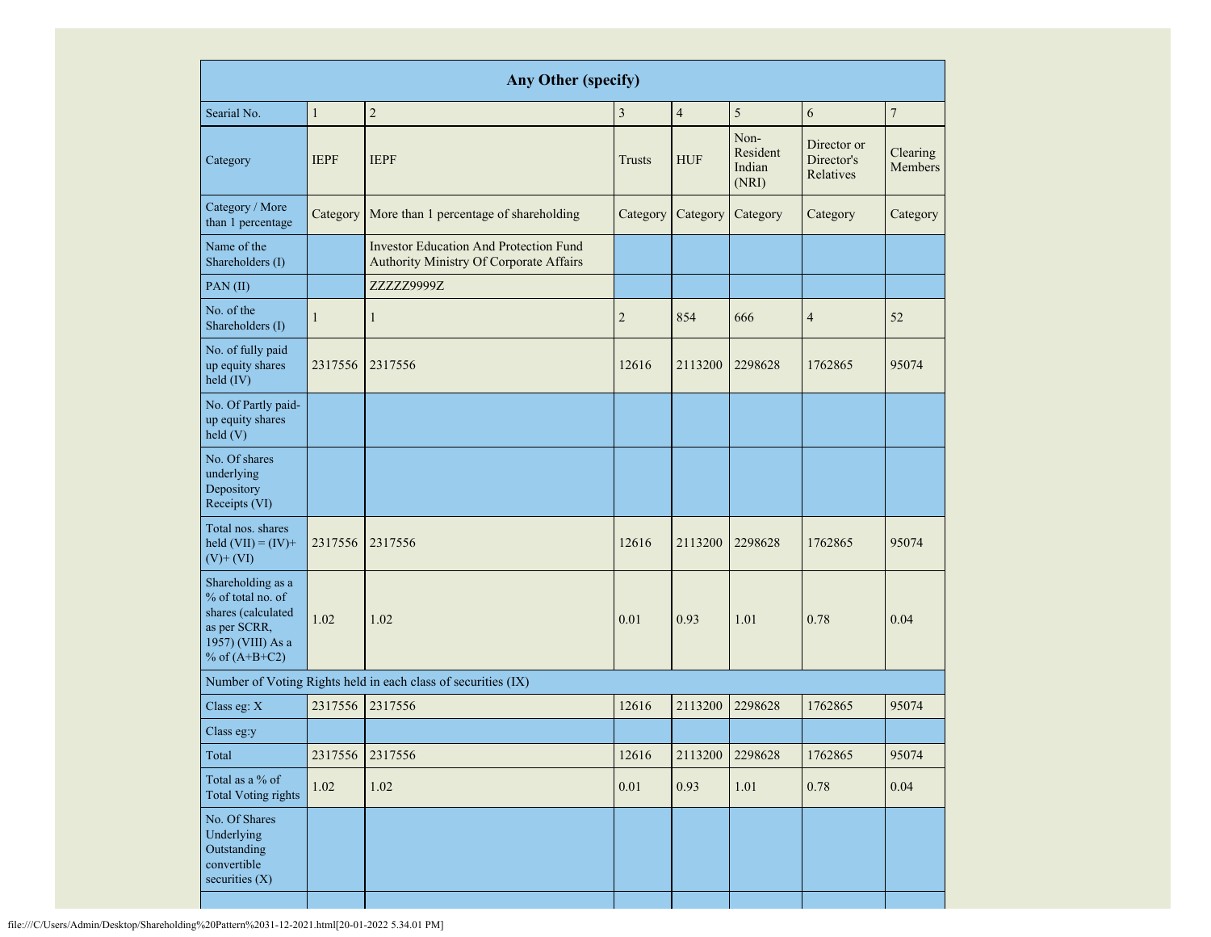| Any Other (specify) | | | | | | | |
|---|---|---|---|---|---|---|---|
| Searial No. | 1 | 2 | 3 | 4 | 5 | 6 | 7 |
| Category | IEPF | IEPF | Trusts | HUF | Non-Resident Indian (NRI) | Director or Director's Relatives | Clearing Members |
| Category / More than 1 percentage | Category | More than 1 percentage of shareholding | Category | Category | Category | Category | Category |
| Name of the Shareholders (I) | | Investor Education And Protection Fund Authority Ministry Of Corporate Affairs | | | | | |
| PAN (II) | | ZZZZZ9999Z | | | | | |
| No. of the Shareholders (I) | 1 | 1 | 2 | 854 | 666 | 4 | 52 |
| No. of fully paid up equity shares held (IV) | 2317556 | 2317556 | 12616 | 2113200 | 2298628 | 1762865 | 95074 |
| No. Of Partly paid-up equity shares held (V) | | | | | | | |
| No. Of shares underlying Depository Receipts (VI) | | | | | | | |
| Total nos. shares held (VII) = (IV)+ (V)+ (VI) | 2317556 | 2317556 | 12616 | 2113200 | 2298628 | 1762865 | 95074 |
| Shareholding as a % of total no. of shares (calculated as per SCRR, 1957) (VIII) As a % of (A+B+C2) | 1.02 | 1.02 | 0.01 | 0.93 | 1.01 | 0.78 | 0.04 |
| Number of Voting Rights held in each class of securities (IX) | | | | | | | |
| Class eg: X | 2317556 | 2317556 | 12616 | 2113200 | 2298628 | 1762865 | 95074 |
| Class eg:y | | | | | | | |
| Total | 2317556 | 2317556 | 12616 | 2113200 | 2298628 | 1762865 | 95074 |
| Total as a % of Total Voting rights | 1.02 | 1.02 | 0.01 | 0.93 | 1.01 | 0.78 | 0.04 |
| No. Of Shares Underlying Outstanding convertible securities (X) | | | | | | | |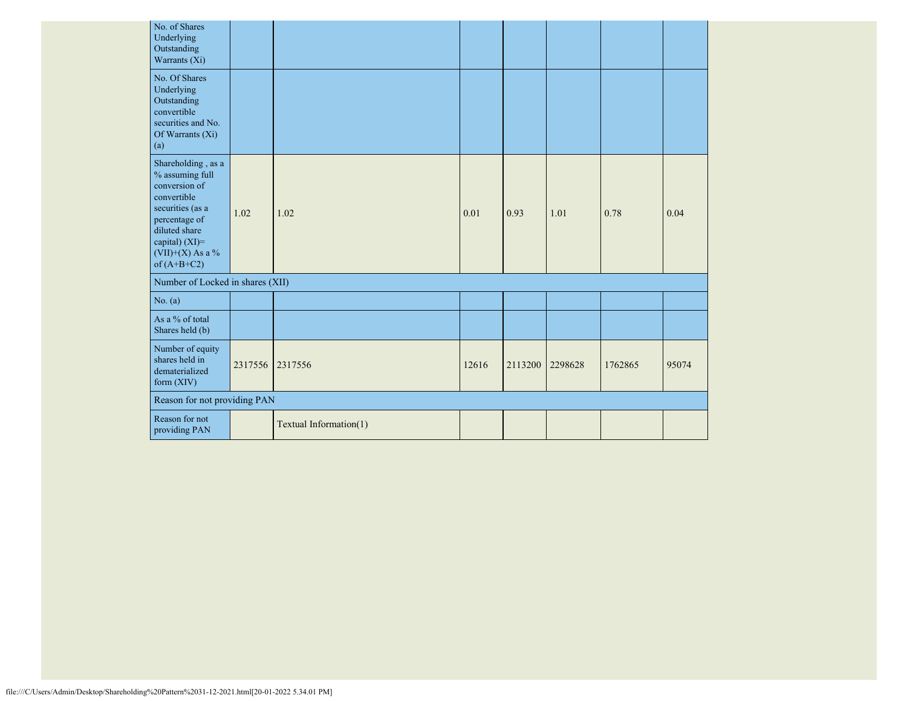| No. of Shares Underlying Outstanding Warrants (Xi) | | | | | | | |
|---|---|---|---|---|---|---|---|
| No. Of Shares Underlying Outstanding convertible securities and No. Of Warrants (Xi) (a) | | | | | | | |
| Shareholding , as a % assuming full conversion of convertible securities (as a percentage of diluted share capital) (XI)= (VII)+(X) As a % of (A+B+C2) | 1.02 | 1.02 | 0.01 | 0.93 | 1.01 | 0.78 | 0.04 |
| Number of Locked in shares (XII) | | | | | | | |
| No. (a) | | | | | | | |
| As a % of total Shares held (b) | | | | | | | |
| Number of equity shares held in dematerialized form (XIV) | 2317556 | 2317556 | 12616 | 2113200 | 2298628 | 1762865 | 95074 |
| Reason for not providing PAN | | | | | | | |
| Reason for not providing PAN | | Textual Information(1) | | | | | |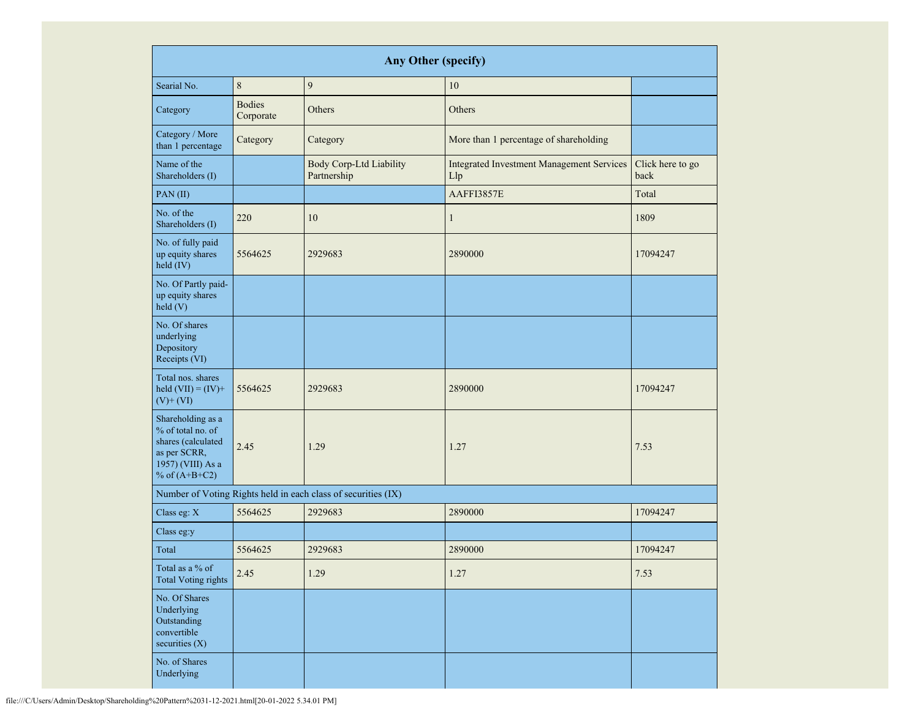| Any Other (specify) | | | | |
|---|---|---|---|---|
| Searial No. | 8 | 9 | 10 | |
| Category | Bodies Corporate | Others | Others | |
| Category / More than 1 percentage | Category | Category | More than 1 percentage of shareholding | |
| Name of the Shareholders (I) | | Body Corp-Ltd Liability Partnership | Integrated Investment Management Services Llp | Click here to go back |
| PAN (II) | | | AAFFI3857E | Total |
| No. of the Shareholders (I) | 220 | 10 | 1 | 1809 |
| No. of fully paid up equity shares held (IV) | 5564625 | 2929683 | 2890000 | 17094247 |
| No. Of Partly paid-up equity shares held (V) | | | | |
| No. Of shares underlying Depository Receipts (VI) | | | | |
| Total nos. shares held (VII) = (IV)+ (V)+ (VI) | 5564625 | 2929683 | 2890000 | 17094247 |
| Shareholding as a % of total no. of shares (calculated as per SCRR, 1957) (VIII) As a % of (A+B+C2) | 2.45 | 1.29 | 1.27 | 7.53 |
| Number of Voting Rights held in each class of securities (IX) | | | | |
| Class eg: X | 5564625 | 2929683 | 2890000 | 17094247 |
| Class eg:y | | | | |
| Total | 5564625 | 2929683 | 2890000 | 17094247 |
| Total as a % of Total Voting rights | 2.45 | 1.29 | 1.27 | 7.53 |
| No. Of Shares Underlying Outstanding convertible securities (X) | | | | |
| No. of Shares Underlying | | | | |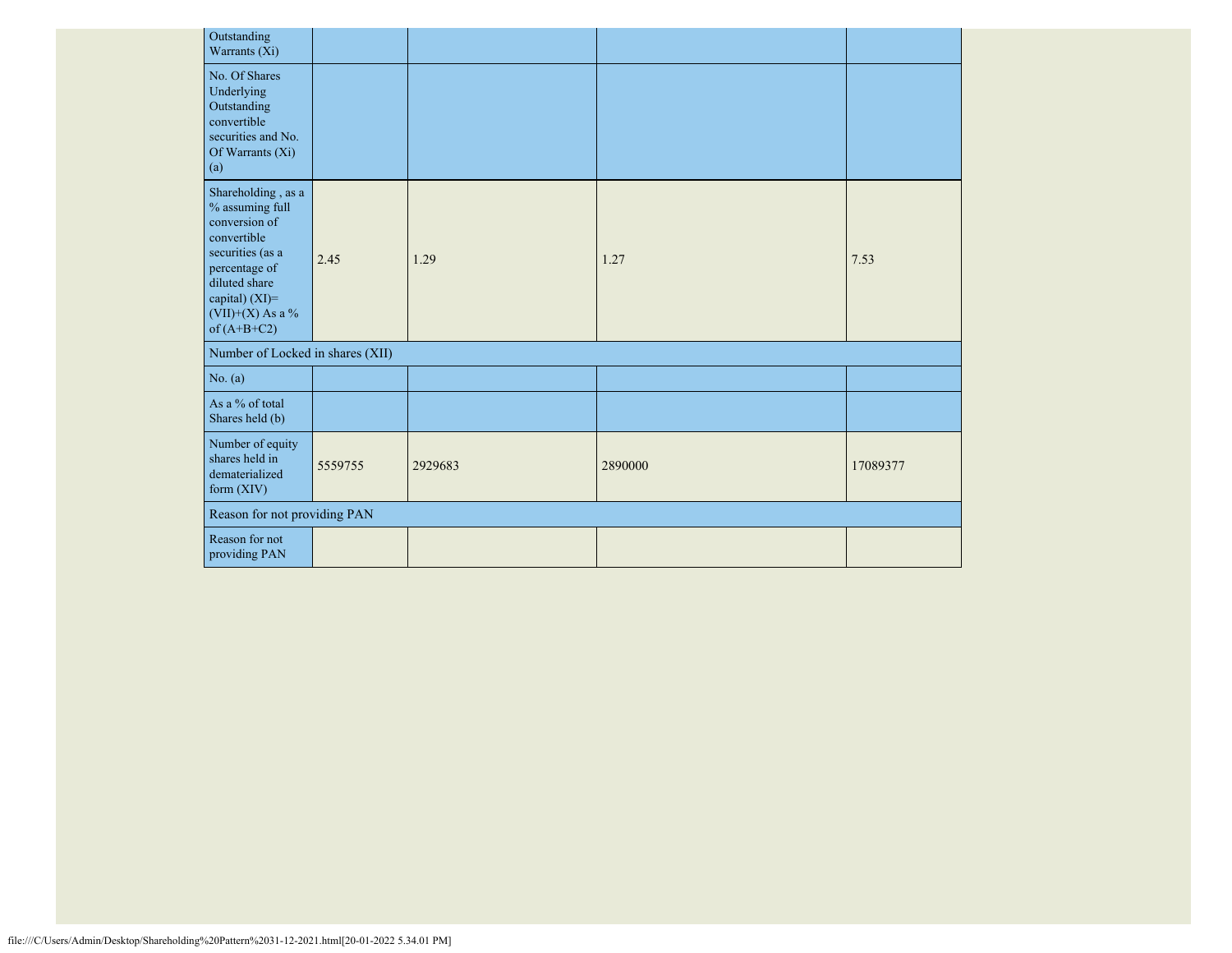| Outstanding Warrants (Xi) | | | | |
|---|---|---|---|---|
| No. Of Shares Underlying Outstanding convertible securities and No. Of Warrants (Xi) (a) | | | | |
| Shareholding , as a % assuming full conversion of convertible securities (as a percentage of diluted share capital) (XI)= (VII)+(X) As a % of (A+B+C2) | 2.45 | 1.29 | 1.27 | 7.53 |
| Number of Locked in shares (XII) | | | | |
| No. (a) | | | | |
| As a % of total Shares held (b) | | | | |
| Number of equity shares held in dematerialized form (XIV) | 5559755 | 2929683 | 2890000 | 17089377 |
| Reason for not providing PAN | | | | |
| Reason for not providing PAN | | | | |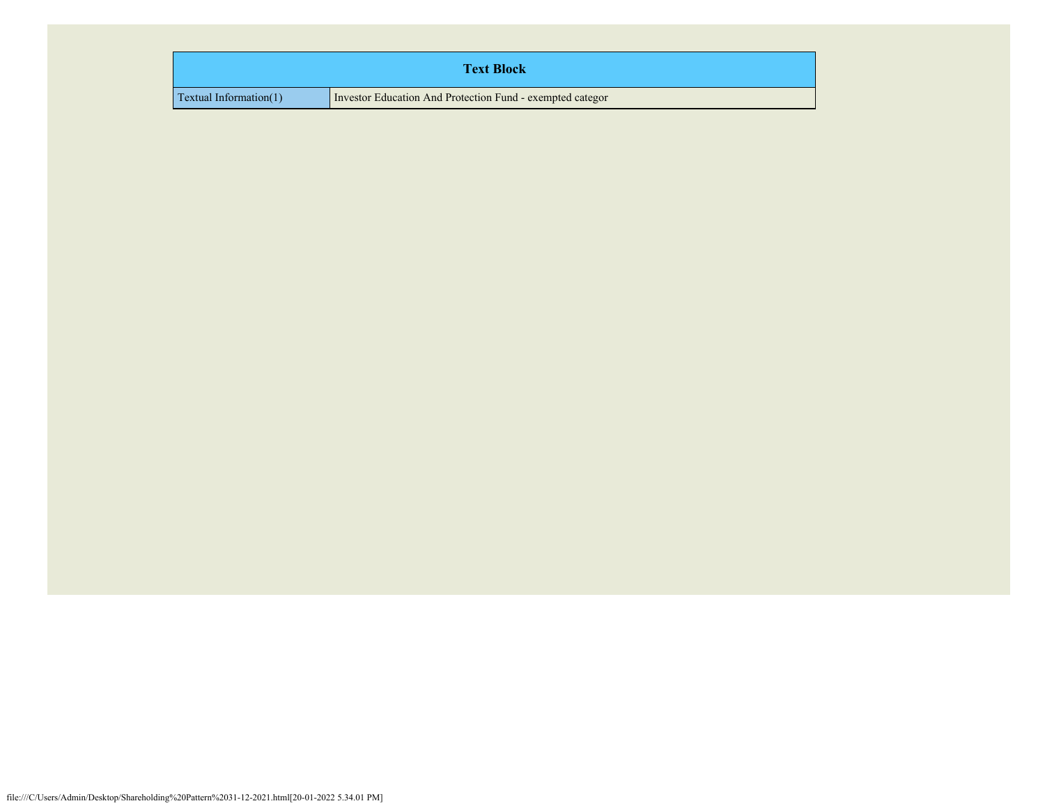| Text Block | |
| --- | --- |
| Textual Information(1) | Investor Education And Protection Fund - exempted categor |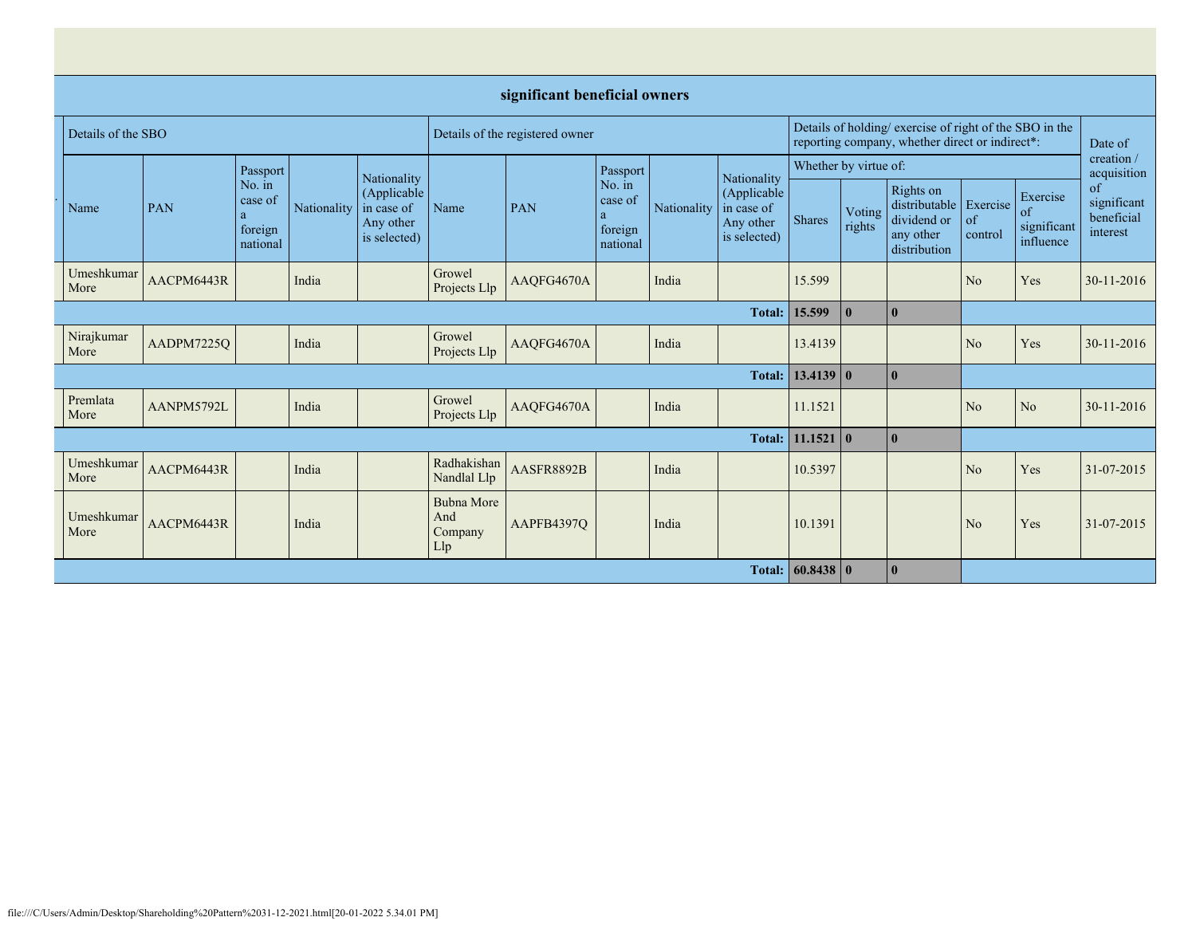## significant beneficial owners

| Details of the SBO | | | | | Details of the registered owner | | | | | Details of holding/ exercise of right of the SBO in the reporting company, whether direct or indirect*: | | | | | Date of creation / acquisition of significant beneficial interest |
|---|---|---|---|---|---|---|---|---|---|---|---|---|---|---|---|
| | | | | | | | | | | Whether by virtue of: | | | | | |
| Name | PAN | Passport No. in case of a foreign national | Nationality | Nationality (Applicable in case of Any other is selected) | Name | PAN | Passport No. in case of a foreign national | Nationality | Nationality (Applicable in case of Any other is selected) | Shares | Voting rights | Rights on distributable dividend or any other distribution | Exercise of control | Exercise of significant influence | |
| Umeshkumar More | AACPM6443R | | India | | Growel Projects Llp | AAQFG4670A | | India | | 15.599 | | | No | Yes | 30-11-2016 |
| | | | | | | | | | **Total:** | **15.599** | **0** | **0** | | | |
| Nirajkumar More | AADPM7225Q | | India | | Growel Projects Llp | AAQFG4670A | | India | | 13.4139 | | | No | Yes | 30-11-2016 |
| | | | | | | | | | **Total:** | **13.4139** | **0** | **0** | | | |
| Premlata More | AANPM5792L | | India | | Growel Projects Llp | AAQFG4670A | | India | | 11.1521 | | | No | No | 30-11-2016 |
| | | | | | | | | | **Total:** | **11.1521** | **0** | **0** | | | |
| Umeshkumar More | AACPM6443R | | India | | Radhakishan Nandlal Llp | AASFR8892B | | India | | 10.5397 | | | No | Yes | 31-07-2015 |
| Umeshkumar More | AACPM6443R | | India | | Bubna More And Company Llp | AAPFB4397Q | | India | | 10.1391 | | | No | Yes | 31-07-2015 |
| | | | | | | | | | **Total:** | **60.8438** | **0** | **0** | | | |